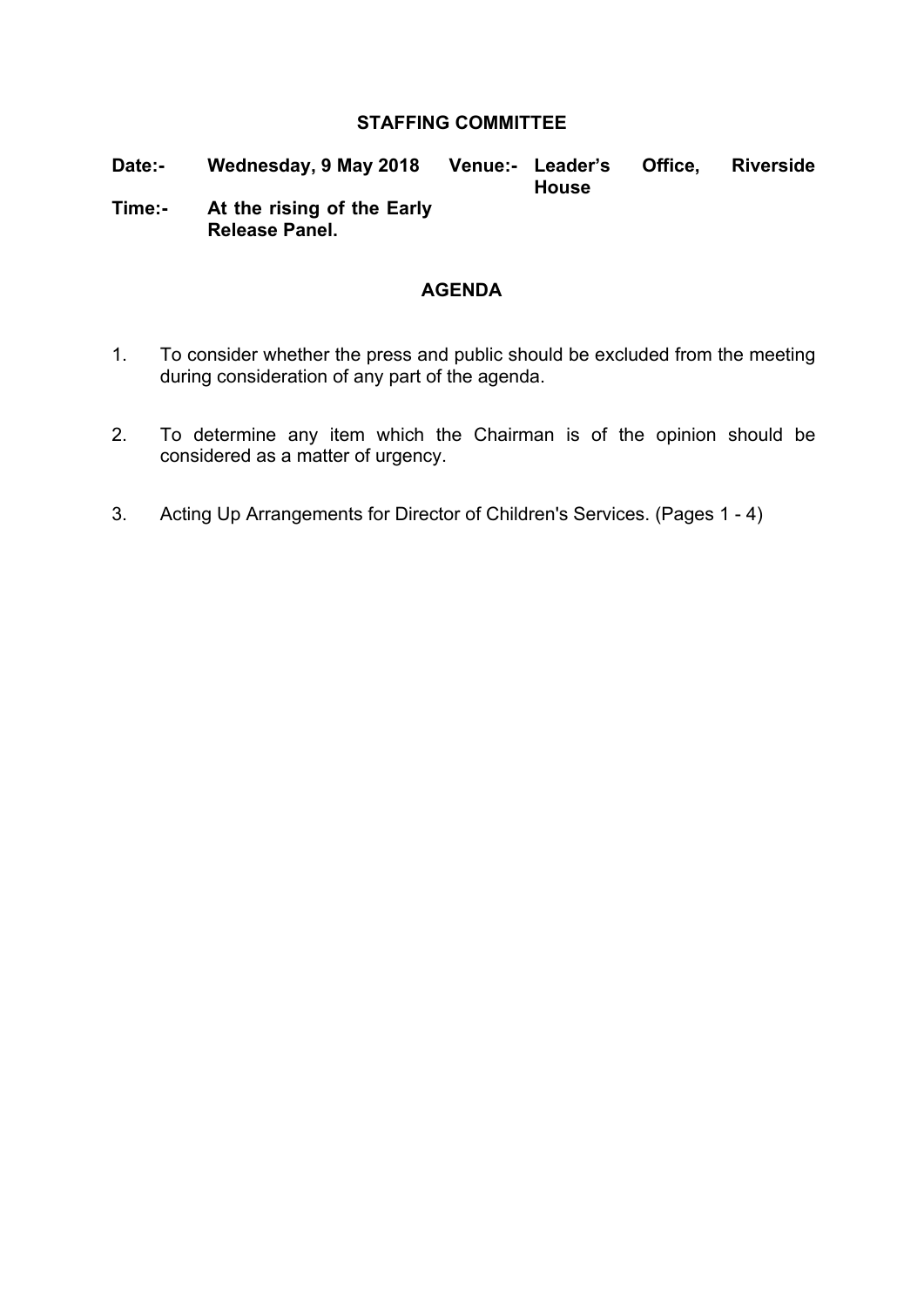# STAFFING COMMITTEE

**Date:-** **Wednesday, 9 May 2018** **Venue:-** **Leader's Office, Riverside House**

**Time:-** **At the rising of the Early Release Panel.**

## AGENDA

1. To consider whether the press and public should be excluded from the meeting during consideration of any part of the agenda.

2. To determine any item which the Chairman is of the opinion should be considered as a matter of urgency.

3. Acting Up Arrangements for Director of Children's Services. (Pages 1 - 4)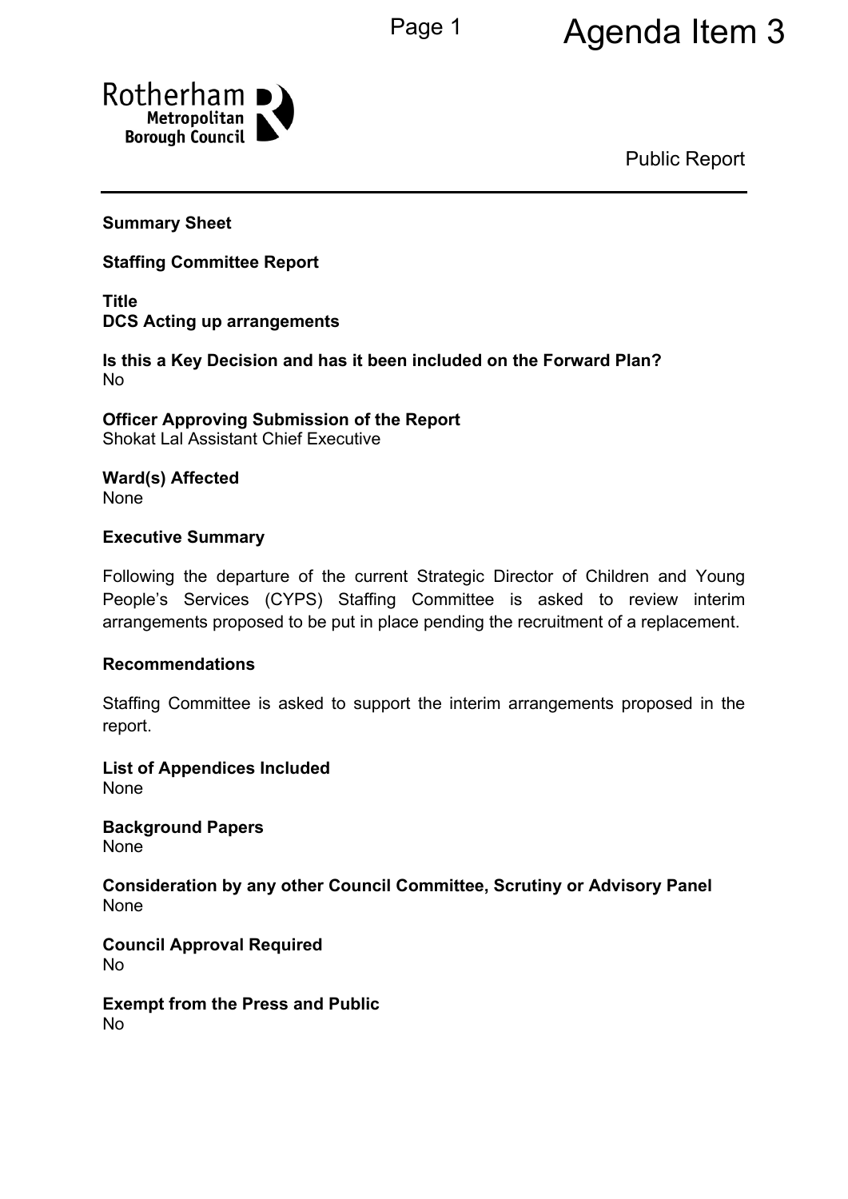Agenda Item 3

Rotherham Metropolitan Borough Council

Public Report

**Summary Sheet**

**Staffing Committee Report**

**Title**
**DCS Acting up arrangements**

**Is this a Key Decision and has it been included on the Forward Plan?**
No

**Officer Approving Submission of the Report**
Shokat Lal Assistant Chief Executive

**Ward(s) Affected**
None

**Executive Summary**

Following the departure of the current Strategic Director of Children and Young People's Services (CYPS) Staffing Committee is asked to review interim arrangements proposed to be put in place pending the recruitment of a replacement.

**Recommendations**

Staffing Committee is asked to support the interim arrangements proposed in the report.

**List of Appendices Included**
None

**Background Papers**
None

**Consideration by any other Council Committee, Scrutiny or Advisory Panel**
None

**Council Approval Required**
No

**Exempt from the Press and Public**
No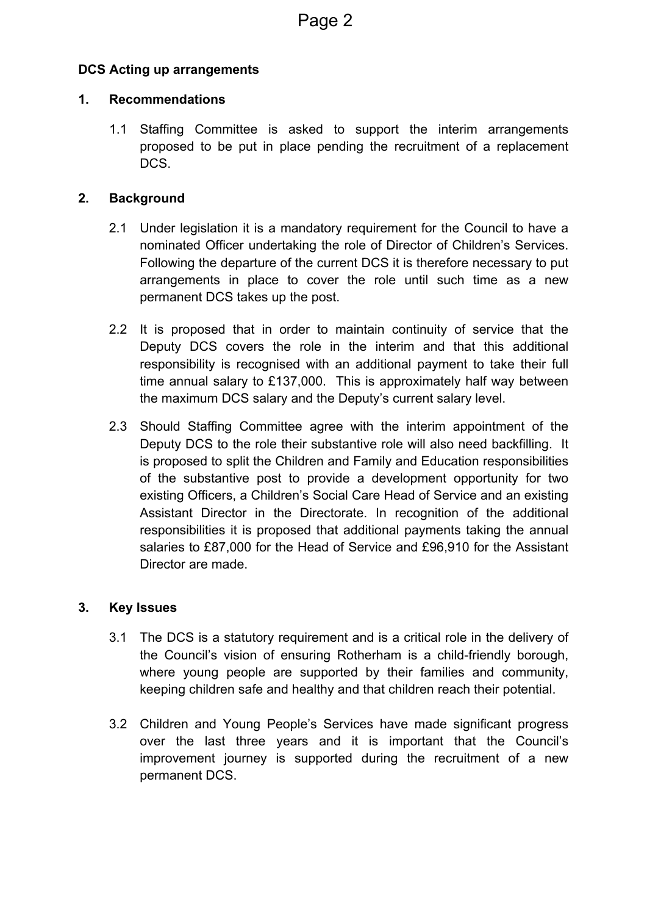**DCS Acting up arrangements**

## 1. Recommendations

1.1 Staffing Committee is asked to support the interim arrangements proposed to be put in place pending the recruitment of a replacement DCS.

## 2. Background

2.1 Under legislation it is a mandatory requirement for the Council to have a nominated Officer undertaking the role of Director of Children's Services. Following the departure of the current DCS it is therefore necessary to put arrangements in place to cover the role until such time as a new permanent DCS takes up the post.

2.2 It is proposed that in order to maintain continuity of service that the Deputy DCS covers the role in the interim and that this additional responsibility is recognised with an additional payment to take their full time annual salary to £137,000. This is approximately half way between the maximum DCS salary and the Deputy's current salary level.

2.3 Should Staffing Committee agree with the interim appointment of the Deputy DCS to the role their substantive role will also need backfilling. It is proposed to split the Children and Family and Education responsibilities of the substantive post to provide a development opportunity for two existing Officers, a Children's Social Care Head of Service and an existing Assistant Director in the Directorate. In recognition of the additional responsibilities it is proposed that additional payments taking the annual salaries to £87,000 for the Head of Service and £96,910 for the Assistant Director are made.

## 3. Key Issues

3.1 The DCS is a statutory requirement and is a critical role in the delivery of the Council's vision of ensuring Rotherham is a child-friendly borough, where young people are supported by their families and community, keeping children safe and healthy and that children reach their potential.

3.2 Children and Young People's Services have made significant progress over the last three years and it is important that the Council's improvement journey is supported during the recruitment of a new permanent DCS.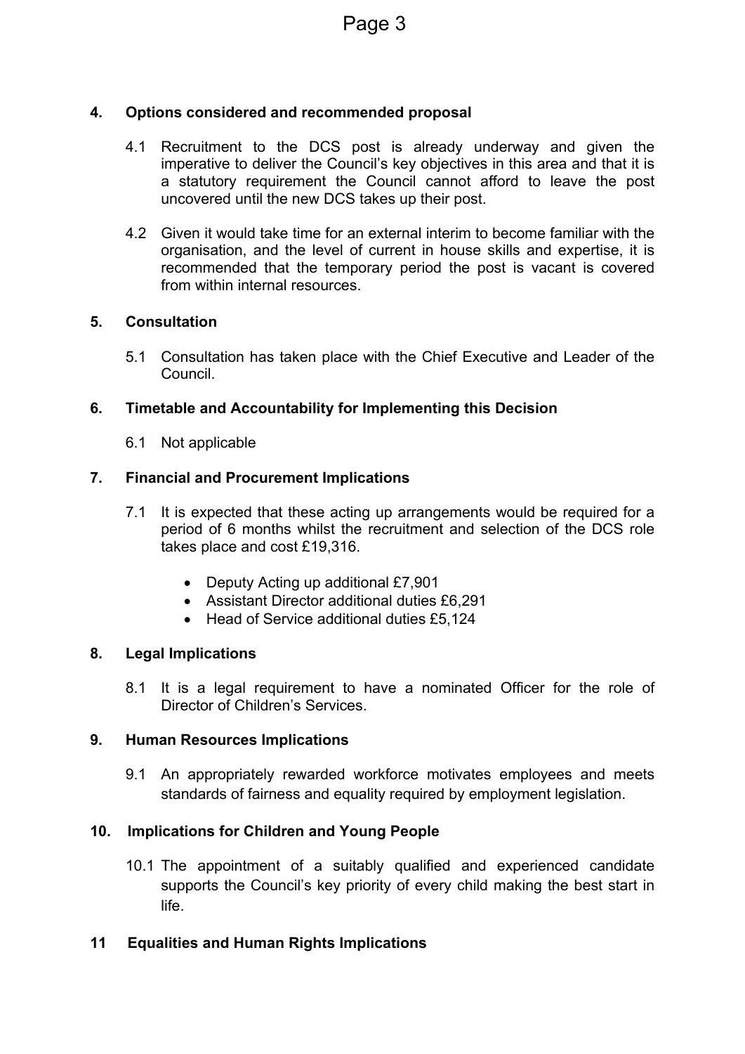## 4. Options considered and recommended proposal

4.1 Recruitment to the DCS post is already underway and given the imperative to deliver the Council's key objectives in this area and that it is a statutory requirement the Council cannot afford to leave the post uncovered until the new DCS takes up their post.

4.2 Given it would take time for an external interim to become familiar with the organisation, and the level of current in house skills and expertise, it is recommended that the temporary period the post is vacant is covered from within internal resources.

## 5. Consultation

5.1 Consultation has taken place with the Chief Executive and Leader of the Council.

## 6. Timetable and Accountability for Implementing this Decision

6.1 Not applicable

## 7. Financial and Procurement Implications

7.1 It is expected that these acting up arrangements would be required for a period of 6 months whilst the recruitment and selection of the DCS role takes place and cost £19,316.

- Deputy Acting up additional £7,901
- Assistant Director additional duties £6,291
- Head of Service additional duties £5,124

## 8. Legal Implications

8.1 It is a legal requirement to have a nominated Officer for the role of Director of Children's Services.

## 9. Human Resources Implications

9.1 An appropriately rewarded workforce motivates employees and meets standards of fairness and equality required by employment legislation.

## 10. Implications for Children and Young People

10.1 The appointment of a suitably qualified and experienced candidate supports the Council's key priority of every child making the best start in life.

## 11 Equalities and Human Rights Implications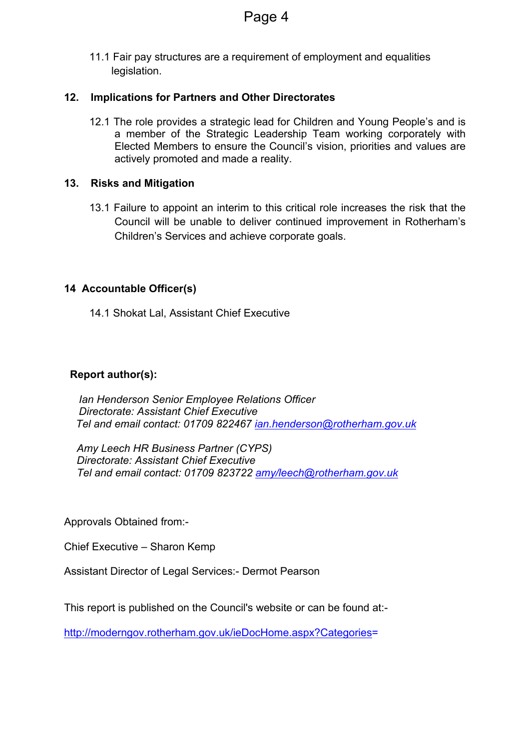11.1 Fair pay structures are a requirement of employment and equalities legislation.

## 12. Implications for Partners and Other Directorates

12.1 The role provides a strategic lead for Children and Young People's and is a member of the Strategic Leadership Team working corporately with Elected Members to ensure the Council's vision, priorities and values are actively promoted and made a reality.

## 13. Risks and Mitigation

13.1 Failure to appoint an interim to this critical role increases the risk that the Council will be unable to deliver continued improvement in Rotherham's Children's Services and achieve corporate goals.

## 14 Accountable Officer(s)

14.1 Shokat Lal, Assistant Chief Executive

**Report author(s):**

*Ian Henderson Senior Employee Relations Officer*
*Directorate: Assistant Chief Executive*
*Tel and email contact: 01709 822467 ian.henderson@rotherham.gov.uk*

*Amy Leech HR Business Partner (CYPS)*
*Directorate: Assistant Chief Executive*
*Tel and email contact: 01709 823722 amy/leech@rotherham.gov.uk*

Approvals Obtained from:-

Chief Executive – Sharon Kemp

Assistant Director of Legal Services:- Dermot Pearson

This report is published on the Council's website or can be found at:-

http://moderngov.rotherham.gov.uk/ieDocHome.aspx?Categories=